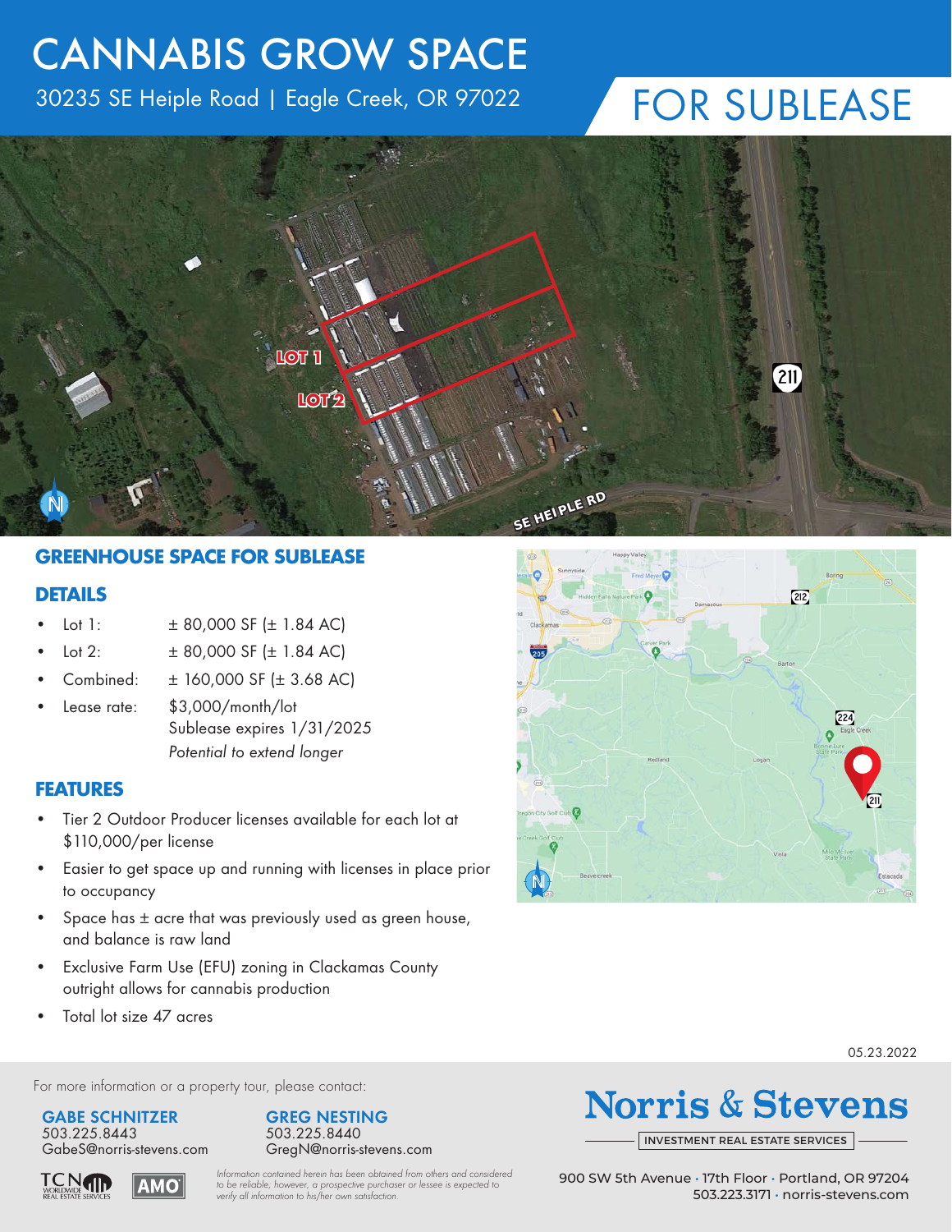# CANNABIS GROW SPACE

30235 SE Heiple Road | Eagle Creek, OR 97022

# FOR SUBLEASE

## GREENHOUSE SPACE FOR SUBLEASE

### DETAILS

- Lot 1: ± 80,000 SF (± 1.84 AC)
- Lot 2: ± 80,000 SF (± 1.84 AC)
- Combined: ± 160,000 SF (± 3.68 AC)
- Lease rate: $3,000/month/lot
  Sublease expires 1/31/2025
  *Potential to extend longer*

### FEATURES

- Tier 2 Outdoor Producer licenses available for each lot at $110,000/per license
- Easier to get space up and running with licenses in place prior to occupancy
- Space has ± acre that was previously used as green house, and balance is raw land
- Exclusive Farm Use (EFU) zoning in Clackamas County outright allows for cannabis production
- Total lot size 47 acres

05.23.2022

For more information or a property tour, please contact:

**GABE SCHNITZER**
503.225.8443
GabeS@norris-stevens.com

**GREG NESTING**
503.225.8440
GregN@norris-stevens.com

*Information contained herein has been obtained from others and considered to be reliable; however, a prospective purchaser or lessee is expected to verify all information to his/her own satisfaction.*

**Norris & Stevens**
INVESTMENT REAL ESTATE SERVICES

900 SW 5th Avenue · 17th Floor · Portland, OR 97204
503.223.3171 · norris-stevens.com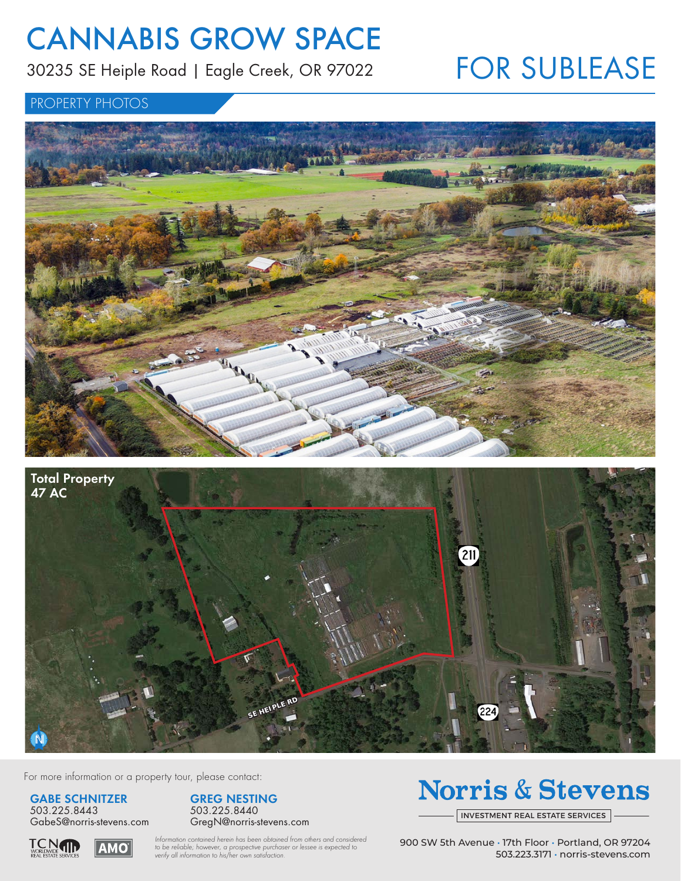# CANNABIS GROW SPACE

30235 SE Heiple Road | Eagle Creek, OR 97022

# FOR SUBLEASE

## PROPERTY PHOTOS

Total Property
47 AC

211

224

SE HEIPLE RD

N

For more information or a property tour, please contact:

**GABE SCHNITZER**
503.225.8443
GabeS@norris-stevens.com

**GREG NESTING**
503.225.8440
GregN@norris-stevens.com

TCN WORLDWIDE REAL ESTATE SERVICES

AMO

*Information contained herein has been obtained from others and considered to be reliable; however, a prospective purchaser or lessee is expected to verify all information to his/her own satisfaction.*

**Norris & Stevens**

INVESTMENT REAL ESTATE SERVICES

900 SW 5th Avenue • 17th Floor • Portland, OR 97204
503.223.3171 • norris-stevens.com